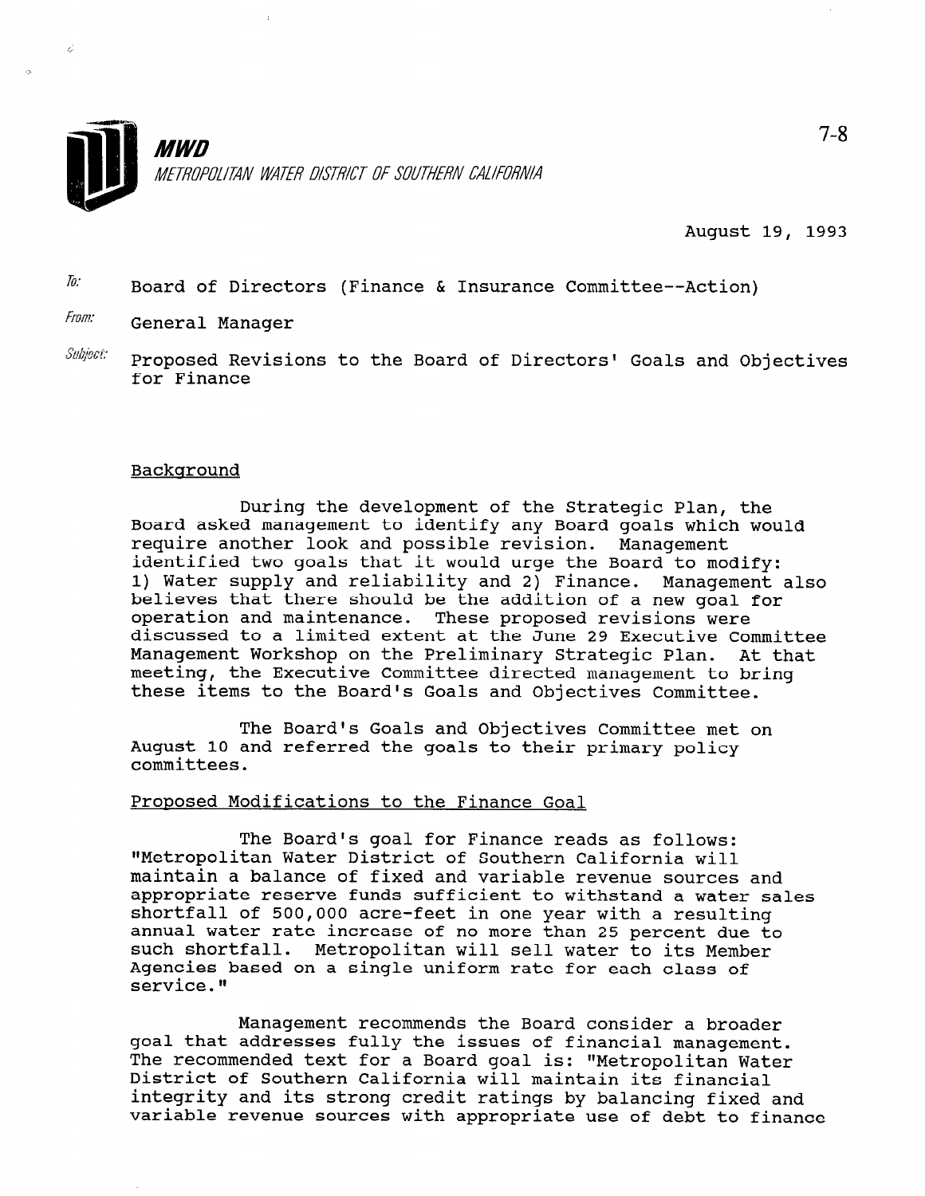**MWD**

*METROPOLITAN WATER DISTRICT OF SOUTHERN CALIFORNIA*

7-8

August 19, 1993

*To:* Board of Directors (Finance & Insurance Committee--Action)

*From:* General Manager

*Subject:* Proposed Revisions to the Board of Directors' Goals and Objectives for Finance

## Background

During the development of the Strategic Plan, the Board asked management to identify any Board goals which would require another look and possible revision. Management identified two goals that it would urge the Board to modify: 1) Water supply and reliability and 2) Finance. Management also believes that there should be the addition of a new goal for operation and maintenance. These proposed revisions were discussed to a limited extent at the June 29 Executive Committee Management Workshop on the Preliminary Strategic Plan. At that meeting, the Executive Committee directed management to bring these items to the Board's Goals and Objectives Committee.

The Board's Goals and Objectives Committee met on August 10 and referred the goals to their primary policy committees.

## Proposed Modifications to the Finance Goal

The Board's goal for Finance reads as follows: "Metropolitan Water District of Southern California will maintain a balance of fixed and variable revenue sources and appropriate reserve funds sufficient to withstand a water sales shortfall of 500,000 acre-feet in one year with a resulting annual water rate increase of no more than 25 percent due to such shortfall. Metropolitan will sell water to its Member Agencies based on a single uniform rate for each class of service."

Management recommends the Board consider a broader goal that addresses fully the issues of financial management. The recommended text for a Board goal is: "Metropolitan Water District of Southern California will maintain its financial integrity and its strong credit ratings by balancing fixed and variable revenue sources with appropriate use of debt to finance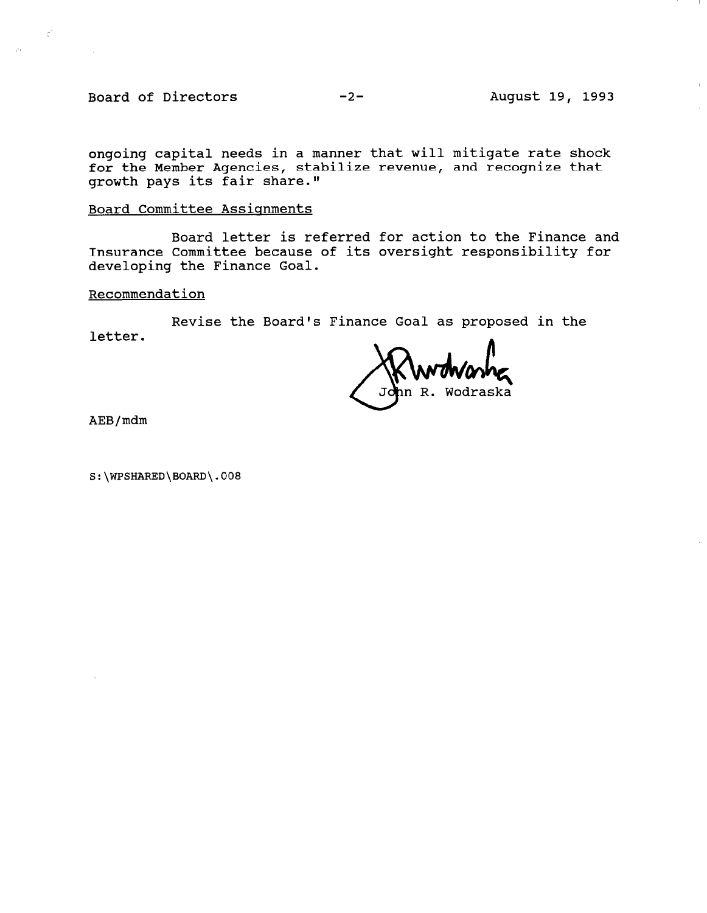ongoing capital needs in a manner that will mitigate rate shock for the Member Agencies, stabilize revenue, and recognize that growth pays its fair share."

Board Committee Assignments

Board letter is referred for action to the Finance and Insurance Committee because of its oversight responsibility for developing the Finance Goal.

Recommendation

Revise the Board's Finance Goal as proposed in the letter.

John R. Wodraska

AEB/mdm

S:\WPSHARED\BOARD\.008